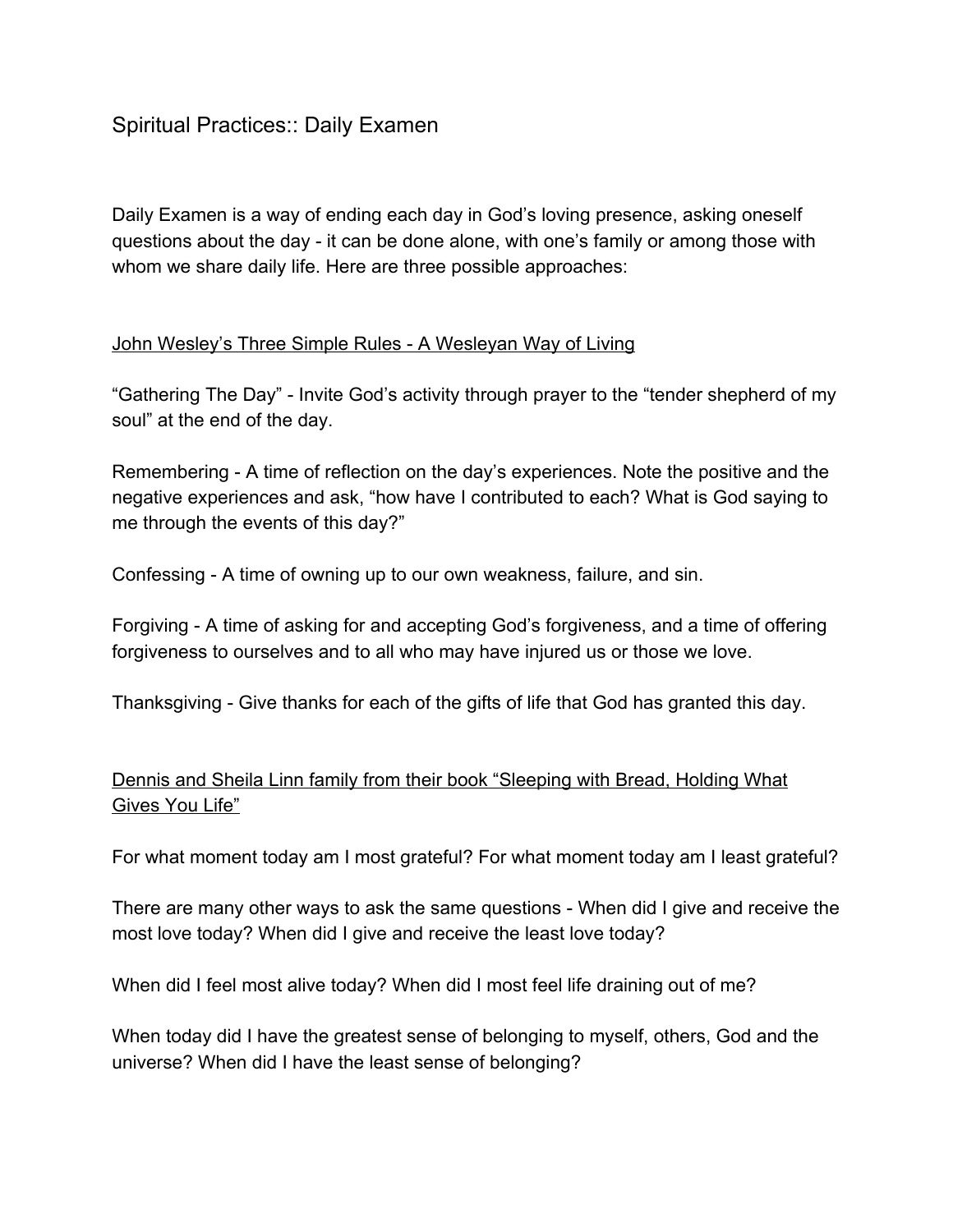# Spiritual Practices:: Daily Examen

Daily Examen is a way of ending each day in God's loving presence, asking oneself questions about the day - it can be done alone, with one's family or among those with whom we share daily life. Here are three possible approaches:

## John Wesley's Three Simple Rules - A Wesleyan Way of Living

"Gathering The Day" - Invite God's activity through prayer to the "tender shepherd of my soul" at the end of the day.

Remembering - A time of reflection on the day's experiences. Note the positive and the negative experiences and ask, "how have I contributed to each? What is God saying to me through the events of this day?"

Confessing - A time of owning up to our own weakness, failure, and sin.

Forgiving - A time of asking for and accepting God's forgiveness, and a time of offering forgiveness to ourselves and to all who may have injured us or those we love.

Thanksgiving - Give thanks for each of the gifts of life that God has granted this day.

## Dennis and Sheila Linn family from their book "Sleeping with Bread, Holding What Gives You Life"

For what moment today am I most grateful? For what moment today am I least grateful?

There are many other ways to ask the same questions - When did I give and receive the most love today? When did I give and receive the least love today?

When did I feel most alive today? When did I most feel life draining out of me?

When today did I have the greatest sense of belonging to myself, others, God and the universe? When did I have the least sense of belonging?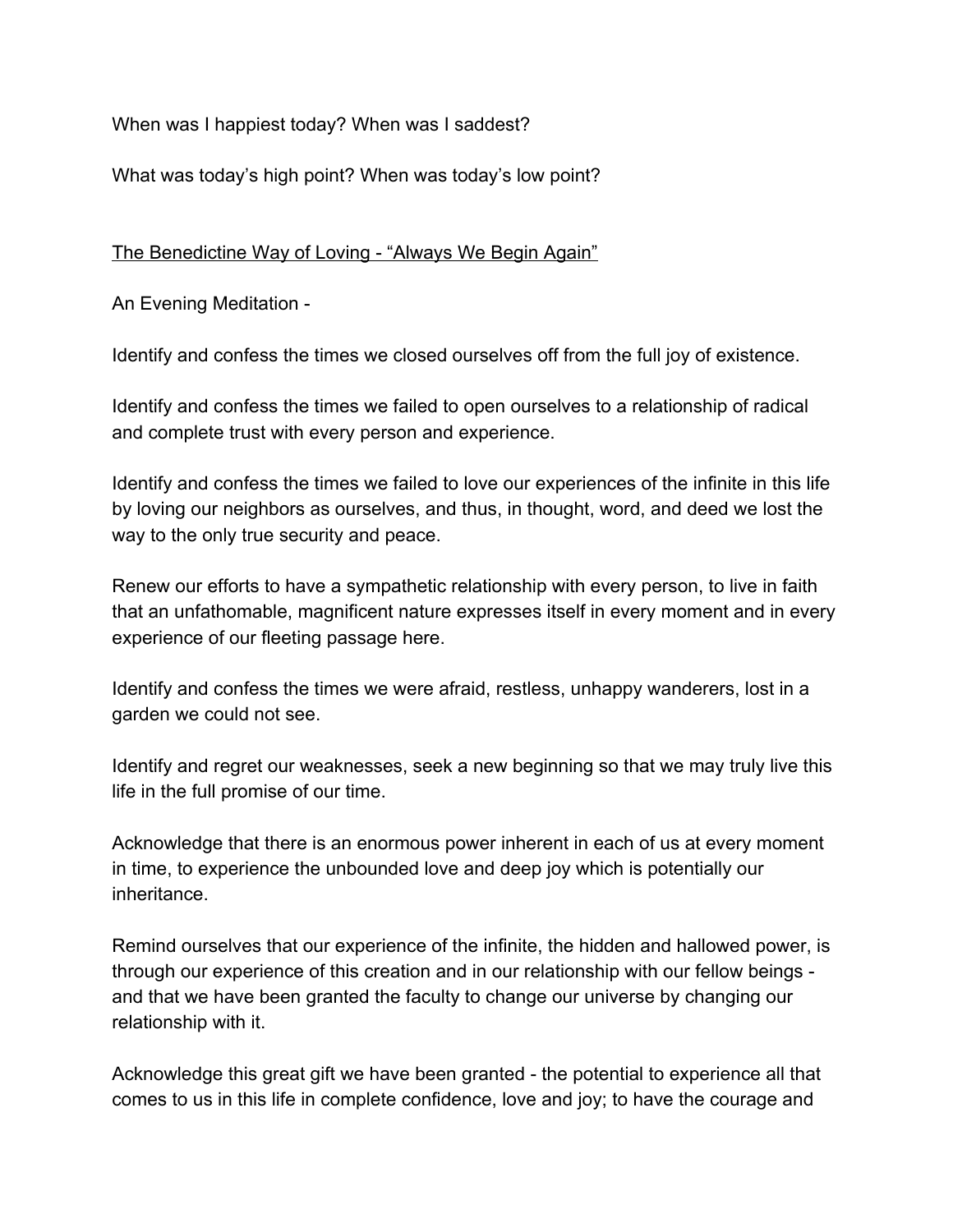When was I happiest today? When was I saddest?

What was today's high point? When was today's low point?

<u>The Benedictine Way of Loving - "Always We Begin Again"</u>

An Evening Meditation -

Identify and confess the times we closed ourselves off from the full joy of existence.

Identify and confess the times we failed to open ourselves to a relationship of radical and complete trust with every person and experience.

Identify and confess the times we failed to love our experiences of the infinite in this life by loving our neighbors as ourselves, and thus, in thought, word, and deed we lost the way to the only true security and peace.

Renew our efforts to have a sympathetic relationship with every person, to live in faith that an unfathomable, magnificent nature expresses itself in every moment and in every experience of our fleeting passage here.

Identify and confess the times we were afraid, restless, unhappy wanderers, lost in a garden we could not see.

Identify and regret our weaknesses, seek a new beginning so that we may truly live this life in the full promise of our time.

Acknowledge that there is an enormous power inherent in each of us at every moment in time, to experience the unbounded love and deep joy which is potentially our inheritance.

Remind ourselves that our experience of the infinite, the hidden and hallowed power, is through our experience of this creation and in our relationship with our fellow beings - and that we have been granted the faculty to change our universe by changing our relationship with it.

Acknowledge this great gift we have been granted - the potential to experience all that comes to us in this life in complete confidence, love and joy; to have the courage and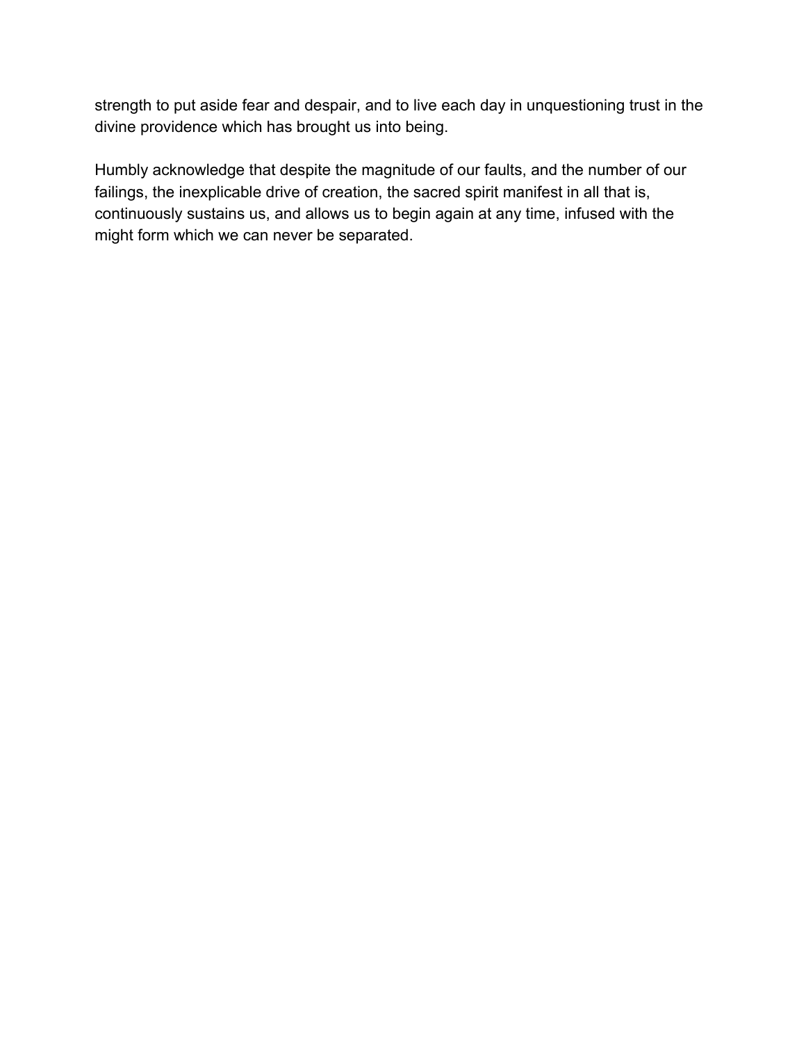strength to put aside fear and despair, and to live each day in unquestioning trust in the divine providence which has brought us into being.

Humbly acknowledge that despite the magnitude of our faults, and the number of our failings, the inexplicable drive of creation, the sacred spirit manifest in all that is, continuously sustains us, and allows us to begin again at any time, infused with the might form which we can never be separated.